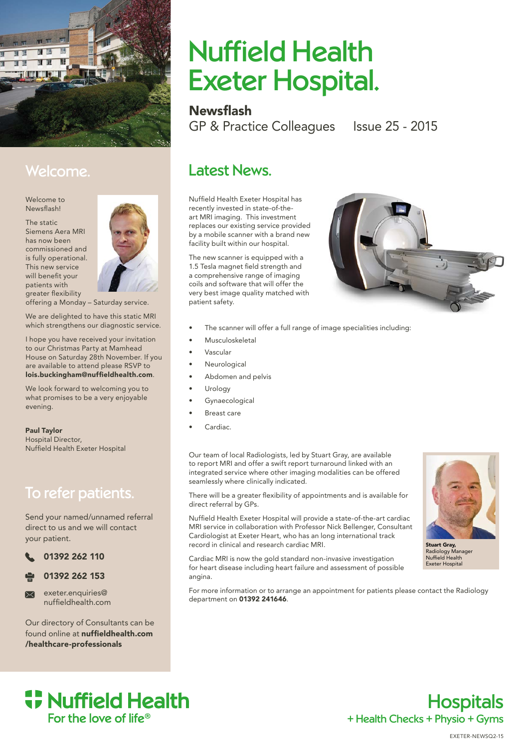# Nuffield Health Exeter Hospital.

## Newsflash

GP & Practice Colleagues Issue 25 - 2015

## Welcome.

Welcome to Newsflash!

The static Siemens Aera MRI has now been commissioned and is fully operational. This new service will benefit your patients with greater flexibility offering a Monday – Saturday service.

We are delighted to have this static MRI which strengthens our diagnostic service.

I hope you have received your invitation to our Christmas Party at Mamhead House on Saturday 28th November. If you are available to attend please RSVP to **lois.buckingham@nuffieldhealth.com**.

We look forward to welcoming you to what promises to be a very enjoyable evening.

**Paul Taylor**
Hospital Director,
Nuffield Health Exeter Hospital

## To refer patients.

Send your named/unnamed referral direct to us and we will contact your patient.

**01392 262 110**

**01392 262 153**

exeter.enquiries@nuffieldhealth.com

Our directory of Consultants can be found online at **nuffieldhealth.com/healthcare-professionals**

## Latest News.

Nuffield Health Exeter Hospital has recently invested in state-of-the-art MRI imaging. This investment replaces our existing service provided by a mobile scanner with a brand new facility built within our hospital.

The new scanner is equipped with a 1.5 Tesla magnet field strength and a comprehensive range of imaging coils and software that will offer the very best image quality matched with patient safety.

- The scanner will offer a full range of image specialities including:
- Musculoskeletal
- Vascular
- Neurological
- Abdomen and pelvis
- Urology
- Gynaecological
- Breast care
- Cardiac.

Our team of local Radiologists, led by Stuart Gray, are available to report MRI and offer a swift report turnaround linked with an integrated service where other imaging modalities can be offered seamlessly where clinically indicated.

There will be a greater flexibility of appointments and is available for direct referral by GPs.

Nuffield Health Exeter Hospital will provide a state-of-the-art cardiac MRI service in collaboration with Professor Nick Bellenger, Consultant Cardiologist at Exeter Heart, who has an long international track record in clinical and research cardiac MRI.

Cardiac MRI is now the gold standard non-invasive investigation for heart disease including heart failure and assessment of possible angina.

**Stuart Gray,**
Radiology Manager
Nuffield Health
Exeter Hospital

For more information or to arrange an appointment for patients please contact the Radiology department on **01392 241646**.

Nuffield Health
For the love of life®

Hospitals
+ Health Checks + Physio + Gyms

EXETER-NEWSQ2-15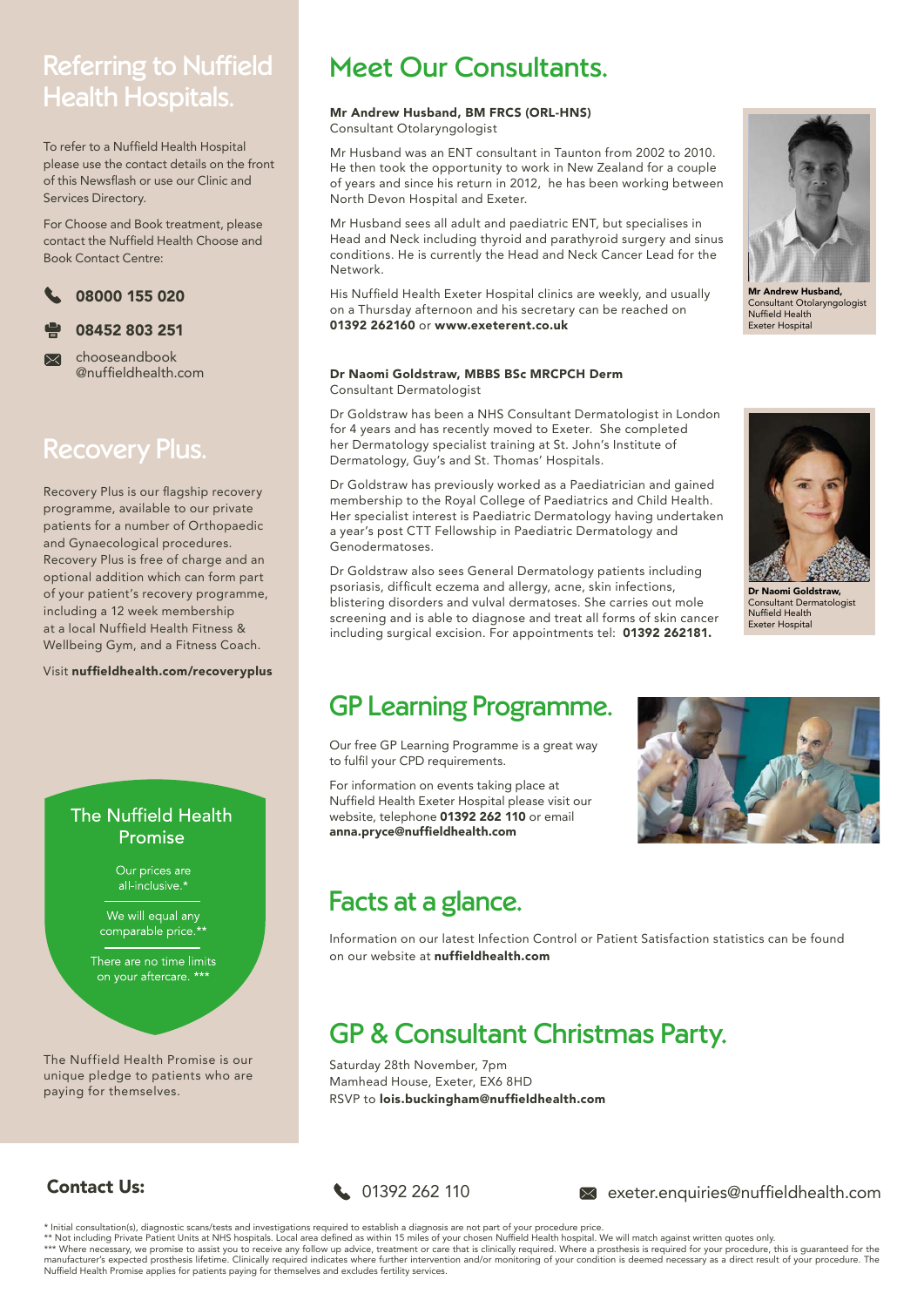# Referring to Nuffield Health Hospitals.

To refer to a Nuffield Health Hospital please use the contact details on the front of this Newsflash or use our Clinic and Services Directory.

For Choose and Book treatment, please contact the Nuffield Health Choose and Book Contact Centre:

**08000 155 020**

**08452 803 251**

chooseandbook@nuffieldhealth.com

# Recovery Plus.

Recovery Plus is our flagship recovery programme, available to our private patients for a number of Orthopaedic and Gynaecological procedures. Recovery Plus is free of charge and an optional addition which can form part of your patient's recovery programme, including a 12 week membership at a local Nuffield Health Fitness & Wellbeing Gym, and a Fitness Coach.

Visit **nuffieldhealth.com/recoveryplus**

## The Nuffield Health Promise

Our prices are all-inclusive.*

We will equal any comparable price.**

There are no time limits on your aftercare. ***

The Nuffield Health Promise is our unique pledge to patients who are paying for themselves.

# Meet Our Consultants.

**Mr Andrew Husband, BM FRCS (ORL-HNS)**
Consultant Otolaryngologist

Mr Husband was an ENT consultant in Taunton from 2002 to 2010. He then took the opportunity to work in New Zealand for a couple of years and since his return in 2012, he has been working between North Devon Hospital and Exeter.

Mr Husband sees all adult and paediatric ENT, but specialises in Head and Neck including thyroid and parathyroid surgery and sinus conditions. He is currently the Head and Neck Cancer Lead for the Network.

His Nuffield Health Exeter Hospital clinics are weekly, and usually on a Thursday afternoon and his secretary can be reached on **01392 262160** or **www.exeterent.co.uk**

**Mr Andrew Husband,** Consultant Otolaryngologist Nuffield Health Exeter Hospital

**Dr Naomi Goldstraw, MBBS BSc MRCPCH Derm**
Consultant Dermatologist

Dr Goldstraw has been a NHS Consultant Dermatologist in London for 4 years and has recently moved to Exeter. She completed her Dermatology specialist training at St. John's Institute of Dermatology, Guy's and St. Thomas' Hospitals.

Dr Goldstraw has previously worked as a Paediatrician and gained membership to the Royal College of Paediatrics and Child Health. Her specialist interest is Paediatric Dermatology having undertaken a year's post CTT Fellowship in Paediatric Dermatology and Genodermatoses.

Dr Goldstraw also sees General Dermatology patients including psoriasis, difficult eczema and allergy, acne, skin infections, blistering disorders and vulval dermatoses. She carries out mole screening and is able to diagnose and treat all forms of skin cancer including surgical excision. For appointments tel: **01392 262181.**

**Dr Naomi Goldstraw,** Consultant Dermatologist Nuffield Health Exeter Hospital

# GP Learning Programme.

Our free GP Learning Programme is a great way to fulfil your CPD requirements.

For information on events taking place at Nuffield Health Exeter Hospital please visit our website, telephone **01392 262 110** or email **anna.pryce@nuffieldhealth.com**

# Facts at a glance.

Information on our latest Infection Control or Patient Satisfaction statistics can be found on our website at **nuffieldhealth.com**

# GP & Consultant Christmas Party.

Saturday 28th November, 7pm
Mamhead House, Exeter, EX6 8HD
RSVP to **lois.buckingham@nuffieldhealth.com**

**Contact Us:** 01392 262 110 exeter.enquiries@nuffieldhealth.com

\* Initial consultation(s), diagnostic scans/tests and investigations required to establish a diagnosis are not part of your procedure price.
\*\* Not including Private Patient Units at NHS hospitals. Local area defined as within 15 miles of your chosen Nuffield Health hospital. We will match against written quotes only.
\*\*\* Where necessary, we promise to assist you to receive any follow up advice, treatment or care that is clinically required. Where a prosthesis is required for your procedure, this is guaranteed for the manufacturer's expected prosthesis lifetime. Clinically required indicates where further intervention and/or monitoring of your condition is deemed necessary as a direct result of your procedure. The Nuffield Health Promise applies for patients paying for themselves and excludes fertility services.